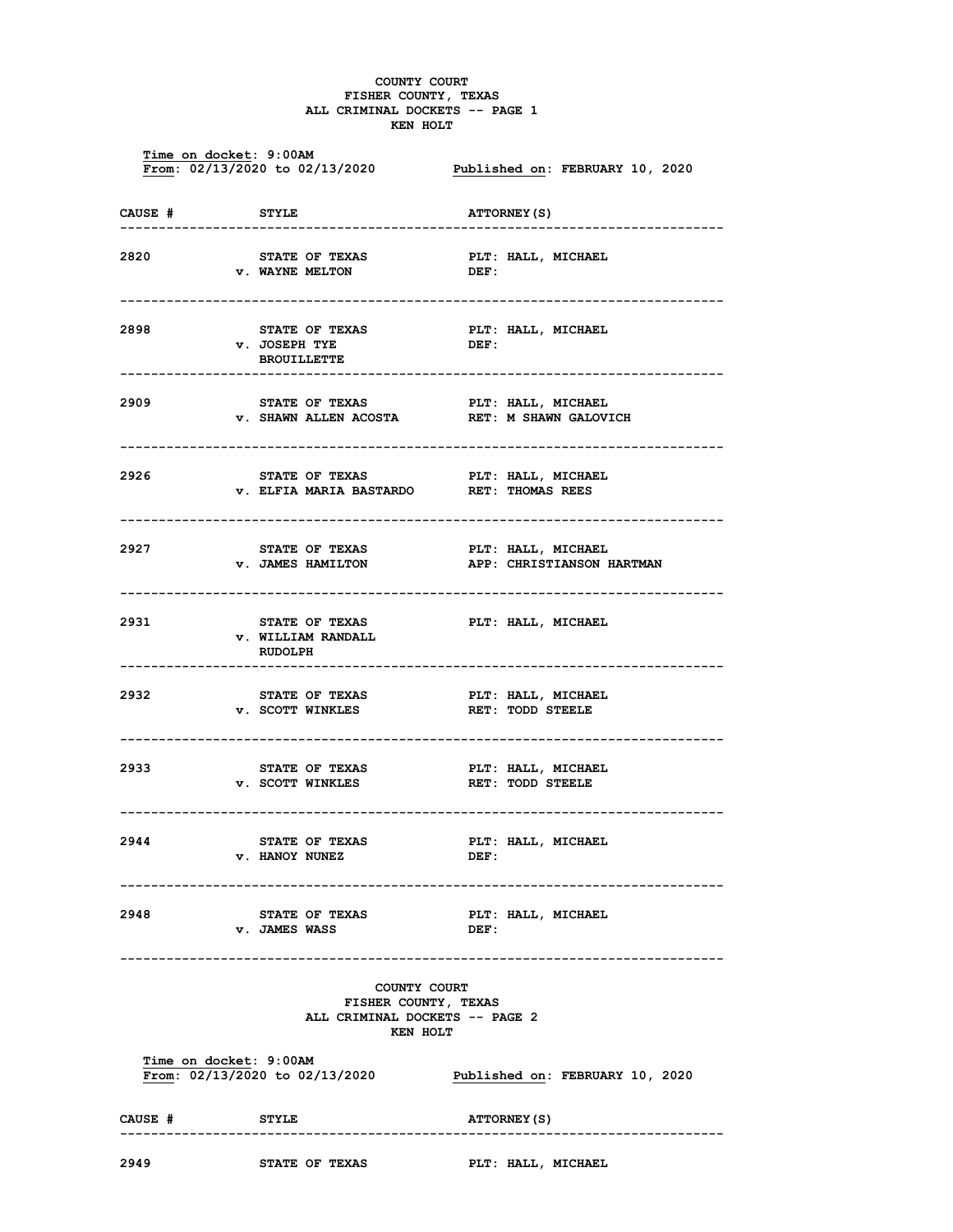# COUNTY COURT
## FISHER COUNTY, TEXAS
## ALL CRIMINAL DOCKETS -- PAGE 1
## KEN HOLT

**Time on docket**: 9:00AM
**From**: 02/13/2020 to 02/13/2020 **Published on**: FEBRUARY 10, 2020

| CAUSE # | STYLE | ATTORNEY(S) |
|---|---|---|
| 2820 | STATE OF TEXAS v. WAYNE MELTON | PLT: HALL, MICHAEL DEF: |
| 2898 | STATE OF TEXAS v. JOSEPH TYE BROUILLETTE | PLT: HALL, MICHAEL DEF: |
| 2909 | STATE OF TEXAS v. SHAWN ALLEN ACOSTA | PLT: HALL, MICHAEL RET: M SHAWN GALOVICH |
| 2926 | STATE OF TEXAS v. ELFIA MARIA BASTARDO | PLT: HALL, MICHAEL RET: THOMAS REES |
| 2927 | STATE OF TEXAS v. JAMES HAMILTON | PLT: HALL, MICHAEL APP: CHRISTIANSON HARTMAN |
| 2931 | STATE OF TEXAS v. WILLIAM RANDALL RUDOLPH | PLT: HALL, MICHAEL |
| 2932 | STATE OF TEXAS v. SCOTT WINKLES | PLT: HALL, MICHAEL RET: TODD STEELE |
| 2933 | STATE OF TEXAS v. SCOTT WINKLES | PLT: HALL, MICHAEL RET: TODD STEELE |
| 2944 | STATE OF TEXAS v. HANOY NUNEZ | PLT: HALL, MICHAEL DEF: |
| 2948 | STATE OF TEXAS v. JAMES WASS | PLT: HALL, MICHAEL DEF: |

# COUNTY COURT
## FISHER COUNTY, TEXAS
## ALL CRIMINAL DOCKETS -- PAGE 2
## KEN HOLT

**Time on docket**: 9:00AM
**From**: 02/13/2020 to 02/13/2020 **Published on**: FEBRUARY 10, 2020

| CAUSE # | STYLE | ATTORNEY(S) |
|---|---|---|
| 2949 | STATE OF TEXAS | PLT: HALL, MICHAEL |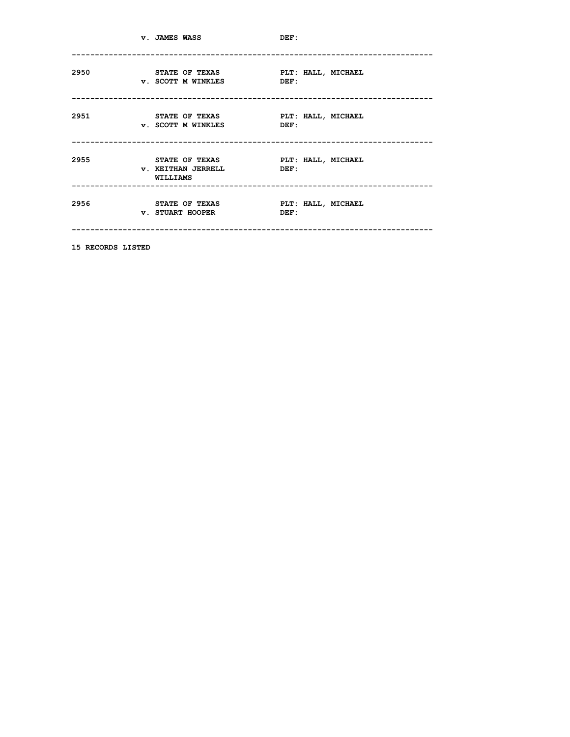| | | |
|---|---|---|
| | v. JAMES WASS | DEF: |
| 2950 | STATE OF TEXAS<br>v. SCOTT M WINKLES | PLT: HALL, MICHAEL<br>DEF: |
| 2951 | STATE OF TEXAS<br>v. SCOTT M WINKLES | PLT: HALL, MICHAEL<br>DEF: |
| 2955 | STATE OF TEXAS<br>v. KEITHAN JERRELL WILLIAMS | PLT: HALL, MICHAEL<br>DEF: |
| 2956 | STATE OF TEXAS<br>v. STUART HOOPER | PLT: HALL, MICHAEL<br>DEF: |

15 RECORDS LISTED